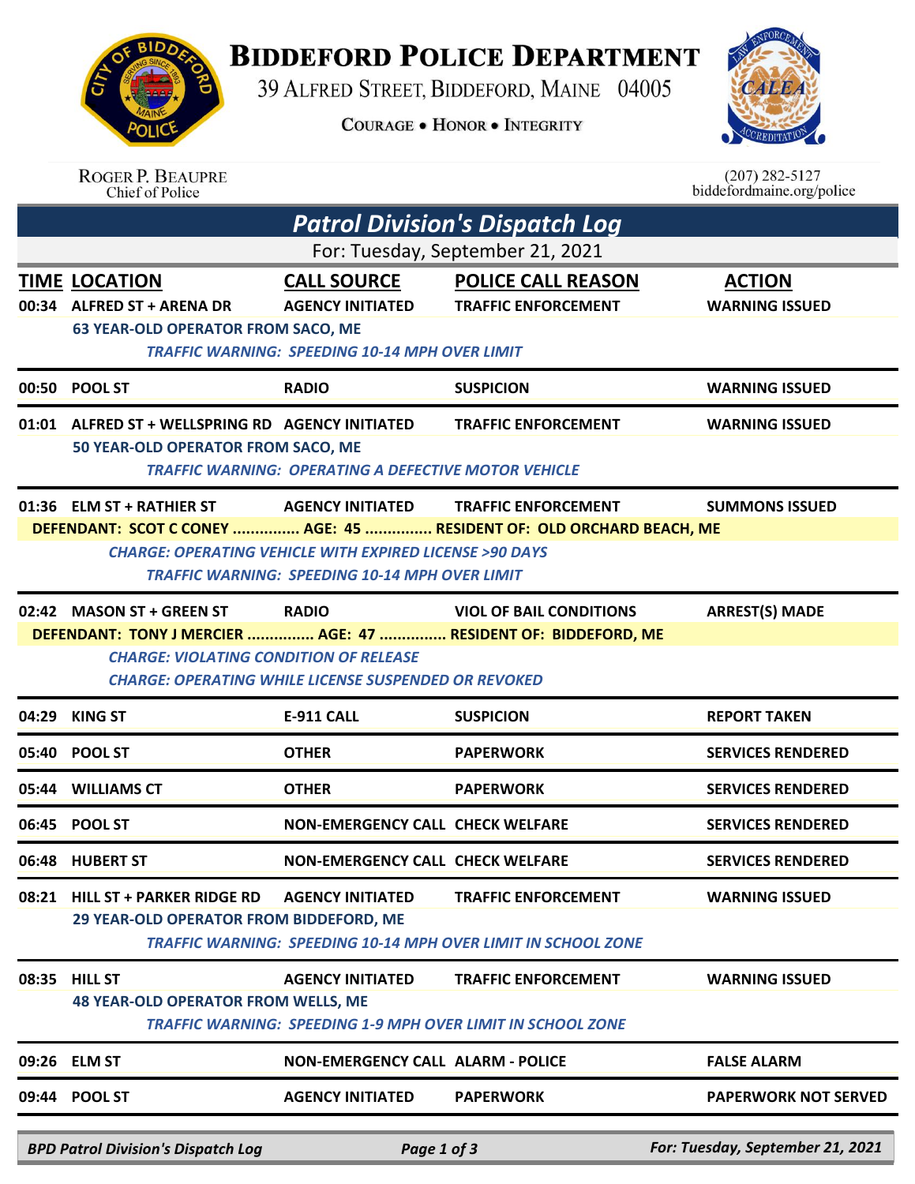# BIDDEFORD POLICE DEPARTMENT

39 ALFRED STREET, BIDDEFORD, MAINE 04005

COURAGE • HONOR • INTEGRITY

ROGER P. BEAUPRE
Chief of Police

(207) 282-5127
biddefordmaine.org/police

## *Patrol Division's Dispatch Log*

For: Tuesday, September 21, 2021

| TIME | LOCATION | CALL SOURCE | POLICE CALL REASON | ACTION |
|---|---|---|---|---|
| 00:34 | ALFRED ST + ARENA DR | AGENCY INITIATED | TRAFFIC ENFORCEMENT | WARNING ISSUED |
| | 63 YEAR-OLD OPERATOR FROM SACO, ME | | | |
| | *TRAFFIC WARNING: SPEEDING 10-14 MPH OVER LIMIT* | | | |
| 00:50 | POOL ST | RADIO | SUSPICION | WARNING ISSUED |
| 01:01 | ALFRED ST + WELLSPRING RD | AGENCY INITIATED | TRAFFIC ENFORCEMENT | WARNING ISSUED |
| | 50 YEAR-OLD OPERATOR FROM SACO, ME | | | |
| | *TRAFFIC WARNING: OPERATING A DEFECTIVE MOTOR VEHICLE* | | | |
| 01:36 | ELM ST + RATHIER ST | AGENCY INITIATED | TRAFFIC ENFORCEMENT | SUMMONS ISSUED |
| | DEFENDANT: SCOT C CONEY ............... AGE: 45 ............... RESIDENT OF: OLD ORCHARD BEACH, ME | | | |
| | *CHARGE: OPERATING VEHICLE WITH EXPIRED LICENSE >90 DAYS* | | | |
| | *TRAFFIC WARNING: SPEEDING 10-14 MPH OVER LIMIT* | | | |
| 02:42 | MASON ST + GREEN ST | RADIO | VIOL OF BAIL CONDITIONS | ARREST(S) MADE |
| | DEFENDANT: TONY J MERCIER ............... AGE: 47 ............... RESIDENT OF: BIDDEFORD, ME | | | |
| | *CHARGE: VIOLATING CONDITION OF RELEASE* | | | |
| | *CHARGE: OPERATING WHILE LICENSE SUSPENDED OR REVOKED* | | | |
| 04:29 | KING ST | E-911 CALL | SUSPICION | REPORT TAKEN |
| 05:40 | POOL ST | OTHER | PAPERWORK | SERVICES RENDERED |
| 05:44 | WILLIAMS CT | OTHER | PAPERWORK | SERVICES RENDERED |
| 06:45 | POOL ST | NON-EMERGENCY CALL | CHECK WELFARE | SERVICES RENDERED |
| 06:48 | HUBERT ST | NON-EMERGENCY CALL | CHECK WELFARE | SERVICES RENDERED |
| 08:21 | HILL ST + PARKER RIDGE RD | AGENCY INITIATED | TRAFFIC ENFORCEMENT | WARNING ISSUED |
| | 29 YEAR-OLD OPERATOR FROM BIDDEFORD, ME | | | |
| | *TRAFFIC WARNING: SPEEDING 10-14 MPH OVER LIMIT IN SCHOOL ZONE* | | | |
| 08:35 | HILL ST | AGENCY INITIATED | TRAFFIC ENFORCEMENT | WARNING ISSUED |
| | 48 YEAR-OLD OPERATOR FROM WELLS, ME | | | |
| | *TRAFFIC WARNING: SPEEDING 1-9 MPH OVER LIMIT IN SCHOOL ZONE* | | | |
| 09:26 | ELM ST | NON-EMERGENCY CALL | ALARM - POLICE | FALSE ALARM |
| 09:44 | POOL ST | AGENCY INITIATED | PAPERWORK | PAPERWORK NOT SERVED |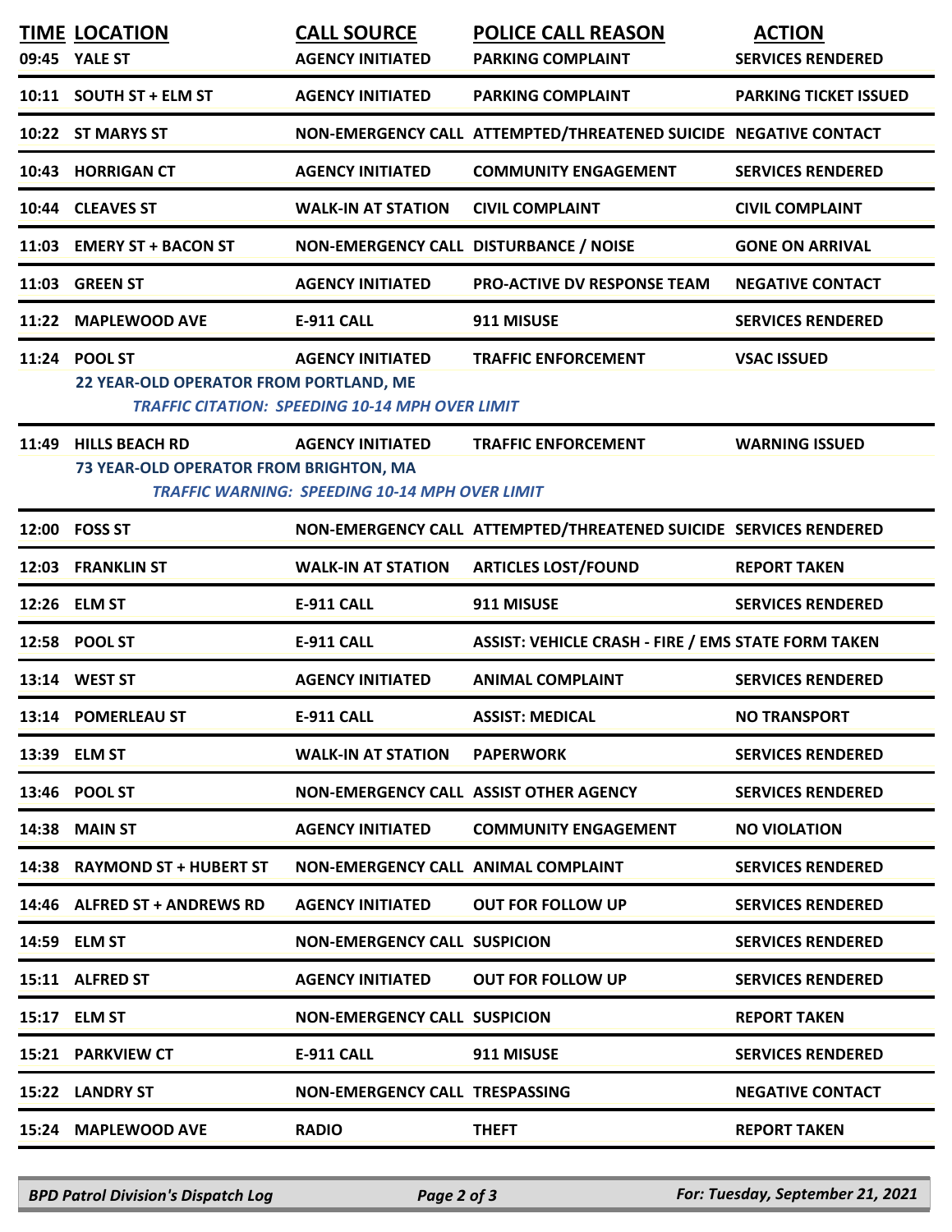| TIME | LOCATION | CALL SOURCE | POLICE CALL REASON | ACTION |
|---|---|---|---|---|
| 09:45 | YALE ST | AGENCY INITIATED | PARKING COMPLAINT | SERVICES RENDERED |
| 10:11 | SOUTH ST + ELM ST | AGENCY INITIATED | PARKING COMPLAINT | PARKING TICKET ISSUED |
| 10:22 | ST MARYS ST | NON-EMERGENCY CALL | ATTEMPTED/THREATENED SUICIDE | NEGATIVE CONTACT |
| 10:43 | HORRIGAN CT | AGENCY INITIATED | COMMUNITY ENGAGEMENT | SERVICES RENDERED |
| 10:44 | CLEAVES ST | WALK-IN AT STATION | CIVIL COMPLAINT | CIVIL COMPLAINT |
| 11:03 | EMERY ST + BACON ST | NON-EMERGENCY CALL | DISTURBANCE / NOISE | GONE ON ARRIVAL |
| 11:03 | GREEN ST | AGENCY INITIATED | PRO-ACTIVE DV RESPONSE TEAM | NEGATIVE CONTACT |
| 11:22 | MAPLEWOOD AVE | E-911 CALL | 911 MISUSE | SERVICES RENDERED |
| 11:24 | POOL ST | AGENCY INITIATED | TRAFFIC ENFORCEMENT | VSAC ISSUED |
| | 22 YEAR-OLD OPERATOR FROM PORTLAND, ME<br>*TRAFFIC CITATION: SPEEDING 10-14 MPH OVER LIMIT* | | | |
| 11:49 | HILLS BEACH RD | AGENCY INITIATED | TRAFFIC ENFORCEMENT | WARNING ISSUED |
| | 73 YEAR-OLD OPERATOR FROM BRIGHTON, MA<br>*TRAFFIC WARNING: SPEEDING 10-14 MPH OVER LIMIT* | | | |
| 12:00 | FOSS ST | NON-EMERGENCY CALL | ATTEMPTED/THREATENED SUICIDE | SERVICES RENDERED |
| 12:03 | FRANKLIN ST | WALK-IN AT STATION | ARTICLES LOST/FOUND | REPORT TAKEN |
| 12:26 | ELM ST | E-911 CALL | 911 MISUSE | SERVICES RENDERED |
| 12:58 | POOL ST | E-911 CALL | ASSIST: VEHICLE CRASH - FIRE / EMS | STATE FORM TAKEN |
| 13:14 | WEST ST | AGENCY INITIATED | ANIMAL COMPLAINT | SERVICES RENDERED |
| 13:14 | POMERLEAU ST | E-911 CALL | ASSIST: MEDICAL | NO TRANSPORT |
| 13:39 | ELM ST | WALK-IN AT STATION | PAPERWORK | SERVICES RENDERED |
| 13:46 | POOL ST | NON-EMERGENCY CALL | ASSIST OTHER AGENCY | SERVICES RENDERED |
| 14:38 | MAIN ST | AGENCY INITIATED | COMMUNITY ENGAGEMENT | NO VIOLATION |
| 14:38 | RAYMOND ST + HUBERT ST | NON-EMERGENCY CALL | ANIMAL COMPLAINT | SERVICES RENDERED |
| 14:46 | ALFRED ST + ANDREWS RD | AGENCY INITIATED | OUT FOR FOLLOW UP | SERVICES RENDERED |
| 14:59 | ELM ST | NON-EMERGENCY CALL | SUSPICION | SERVICES RENDERED |
| 15:11 | ALFRED ST | AGENCY INITIATED | OUT FOR FOLLOW UP | SERVICES RENDERED |
| 15:17 | ELM ST | NON-EMERGENCY CALL | SUSPICION | REPORT TAKEN |
| 15:21 | PARKVIEW CT | E-911 CALL | 911 MISUSE | SERVICES RENDERED |
| 15:22 | LANDRY ST | NON-EMERGENCY CALL | TRESPASSING | NEGATIVE CONTACT |
| 15:24 | MAPLEWOOD AVE | RADIO | THEFT | REPORT TAKEN |

*BPD Patrol Division's Dispatch Log* — *For: Tuesday, September 21, 2021*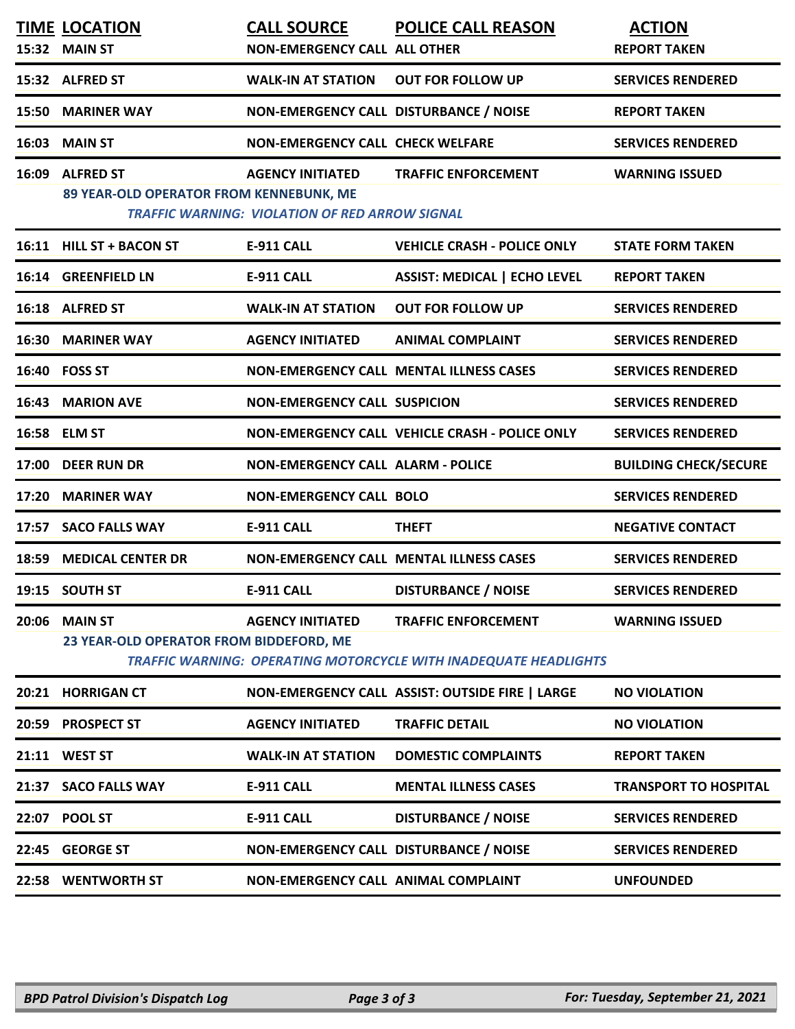| TIME | LOCATION | CALL SOURCE | POLICE CALL REASON | ACTION |
|---|---|---|---|---|
| 15:32 | MAIN ST | NON-EMERGENCY CALL | ALL OTHER | REPORT TAKEN |
| 15:32 | ALFRED ST | WALK-IN AT STATION | OUT FOR FOLLOW UP | SERVICES RENDERED |
| 15:50 | MARINER WAY | NON-EMERGENCY CALL | DISTURBANCE / NOISE | REPORT TAKEN |
| 16:03 | MAIN ST | NON-EMERGENCY CALL | CHECK WELFARE | SERVICES RENDERED |
| 16:09 | ALFRED ST | AGENCY INITIATED | TRAFFIC ENFORCEMENT | WARNING ISSUED |
| | 89 YEAR-OLD OPERATOR FROM KENNEBUNK, ME<br>*TRAFFIC WARNING: VIOLATION OF RED ARROW SIGNAL* | | | |
| 16:11 | HILL ST + BACON ST | E-911 CALL | VEHICLE CRASH - POLICE ONLY | STATE FORM TAKEN |
| 16:14 | GREENFIELD LN | E-911 CALL | ASSIST: MEDICAL \| ECHO LEVEL | REPORT TAKEN |
| 16:18 | ALFRED ST | WALK-IN AT STATION | OUT FOR FOLLOW UP | SERVICES RENDERED |
| 16:30 | MARINER WAY | AGENCY INITIATED | ANIMAL COMPLAINT | SERVICES RENDERED |
| 16:40 | FOSS ST | NON-EMERGENCY CALL | MENTAL ILLNESS CASES | SERVICES RENDERED |
| 16:43 | MARION AVE | NON-EMERGENCY CALL | SUSPICION | SERVICES RENDERED |
| 16:58 | ELM ST | NON-EMERGENCY CALL | VEHICLE CRASH - POLICE ONLY | SERVICES RENDERED |
| 17:00 | DEER RUN DR | NON-EMERGENCY CALL | ALARM - POLICE | BUILDING CHECK/SECURE |
| 17:20 | MARINER WAY | NON-EMERGENCY CALL | BOLO | SERVICES RENDERED |
| 17:57 | SACO FALLS WAY | E-911 CALL | THEFT | NEGATIVE CONTACT |
| 18:59 | MEDICAL CENTER DR | NON-EMERGENCY CALL | MENTAL ILLNESS CASES | SERVICES RENDERED |
| 19:15 | SOUTH ST | E-911 CALL | DISTURBANCE / NOISE | SERVICES RENDERED |
| 20:06 | MAIN ST | AGENCY INITIATED | TRAFFIC ENFORCEMENT | WARNING ISSUED |
| | 23 YEAR-OLD OPERATOR FROM BIDDEFORD, ME<br>*TRAFFIC WARNING: OPERATING MOTORCYCLE WITH INADEQUATE HEADLIGHTS* | | | |
| 20:21 | HORRIGAN CT | NON-EMERGENCY CALL | ASSIST: OUTSIDE FIRE \| LARGE | NO VIOLATION |
| 20:59 | PROSPECT ST | AGENCY INITIATED | TRAFFIC DETAIL | NO VIOLATION |
| 21:11 | WEST ST | WALK-IN AT STATION | DOMESTIC COMPLAINTS | REPORT TAKEN |
| 21:37 | SACO FALLS WAY | E-911 CALL | MENTAL ILLNESS CASES | TRANSPORT TO HOSPITAL |
| 22:07 | POOL ST | E-911 CALL | DISTURBANCE / NOISE | SERVICES RENDERED |
| 22:45 | GEORGE ST | NON-EMERGENCY CALL | DISTURBANCE / NOISE | SERVICES RENDERED |
| 22:58 | WENTWORTH ST | NON-EMERGENCY CALL | ANIMAL COMPLAINT | UNFOUNDED |